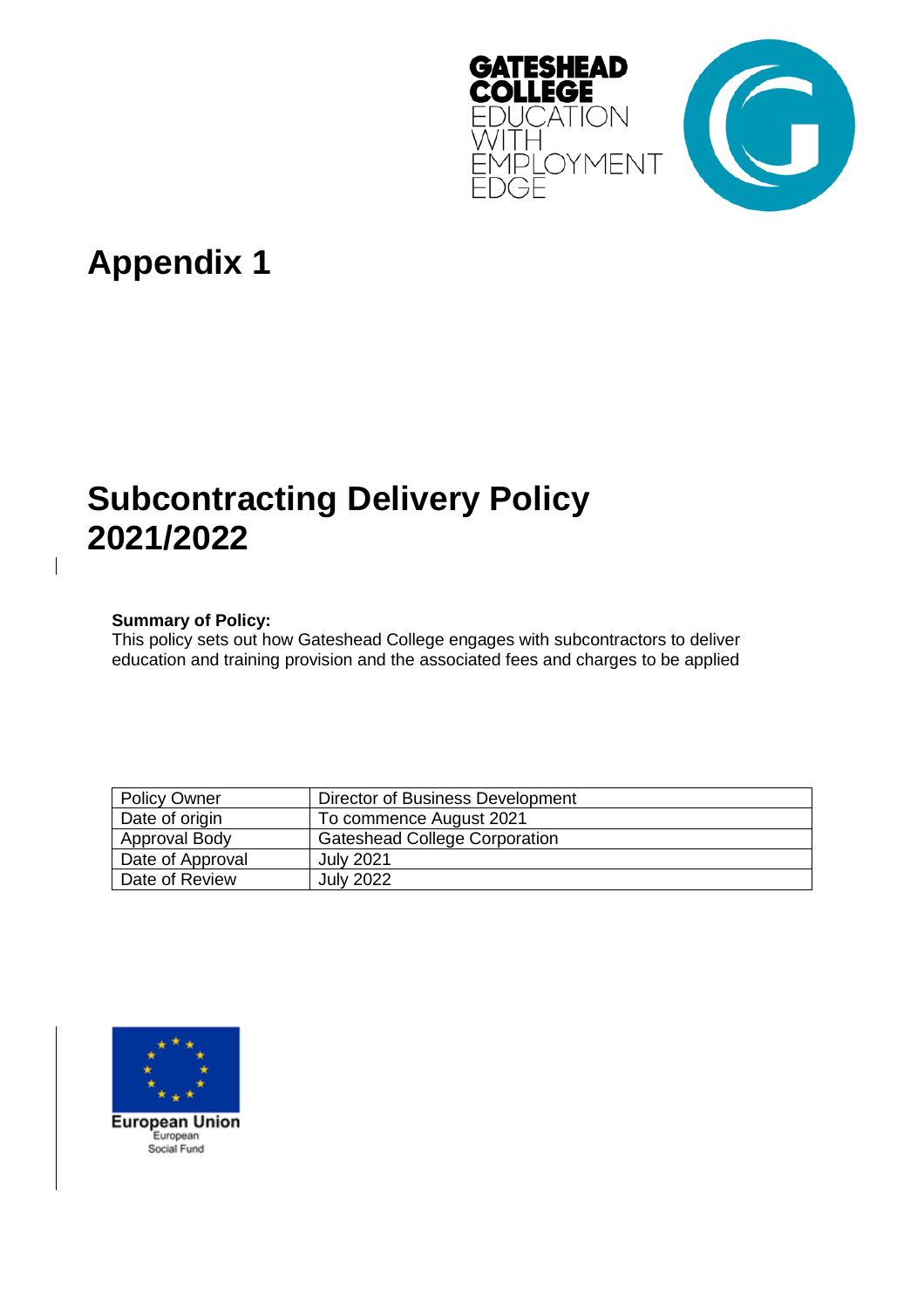GATESHEAD COLLEGE
EDUCATION WITH EMPLOYMENT EDGE

# Appendix 1

# Subcontracting Delivery Policy 2021/2022

**Summary of Policy:**
This policy sets out how Gateshead College engages with subcontractors to deliver education and training provision and the associated fees and charges to be applied

| Policy Owner | Director of Business Development |
|---|---|
| Date of origin | To commence August 2021 |
| Approval Body | Gateshead College Corporation |
| Date of Approval | July 2021 |
| Date of Review | July 2022 |

European Union
European Social Fund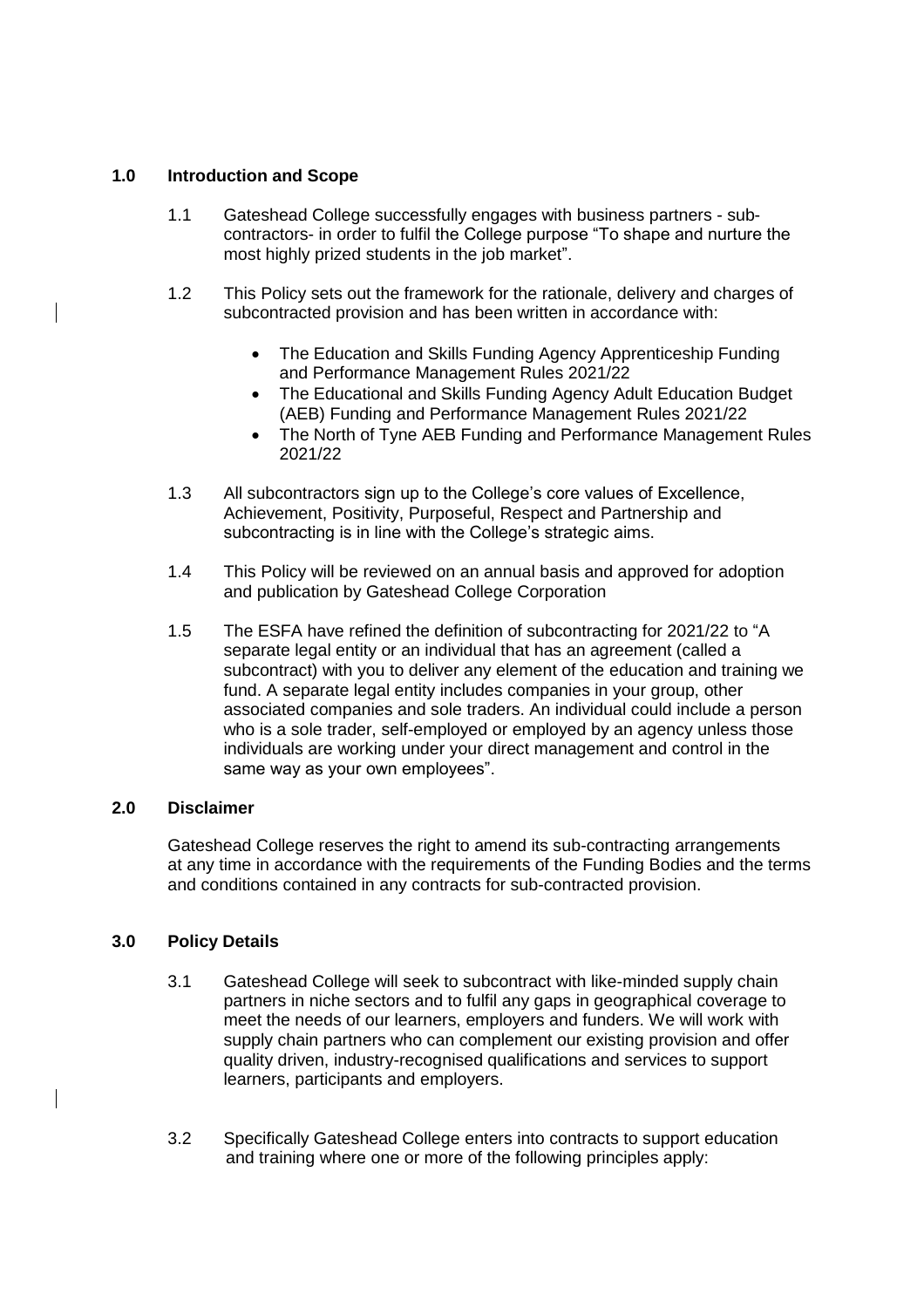## 1.0 Introduction and Scope

1.1 Gateshead College successfully engages with business partners - sub-contractors- in order to fulfil the College purpose "To shape and nurture the most highly prized students in the job market".

1.2 This Policy sets out the framework for the rationale, delivery and charges of subcontracted provision and has been written in accordance with:

- The Education and Skills Funding Agency Apprenticeship Funding and Performance Management Rules 2021/22
- The Educational and Skills Funding Agency Adult Education Budget (AEB) Funding and Performance Management Rules 2021/22
- The North of Tyne AEB Funding and Performance Management Rules 2021/22

1.3 All subcontractors sign up to the College's core values of Excellence, Achievement, Positivity, Purposeful, Respect and Partnership and subcontracting is in line with the College's strategic aims.

1.4 This Policy will be reviewed on an annual basis and approved for adoption and publication by Gateshead College Corporation

1.5 The ESFA have refined the definition of subcontracting for 2021/22 to "A separate legal entity or an individual that has an agreement (called a subcontract) with you to deliver any element of the education and training we fund. A separate legal entity includes companies in your group, other associated companies and sole traders. An individual could include a person who is a sole trader, self-employed or employed by an agency unless those individuals are working under your direct management and control in the same way as your own employees".

## 2.0 Disclaimer

Gateshead College reserves the right to amend its sub-contracting arrangements at any time in accordance with the requirements of the Funding Bodies and the terms and conditions contained in any contracts for sub-contracted provision.

## 3.0 Policy Details

3.1 Gateshead College will seek to subcontract with like-minded supply chain partners in niche sectors and to fulfil any gaps in geographical coverage to meet the needs of our learners, employers and funders. We will work with supply chain partners who can complement our existing provision and offer quality driven, industry-recognised qualifications and services to support learners, participants and employers.

3.2 Specifically Gateshead College enters into contracts to support education and training where one or more of the following principles apply: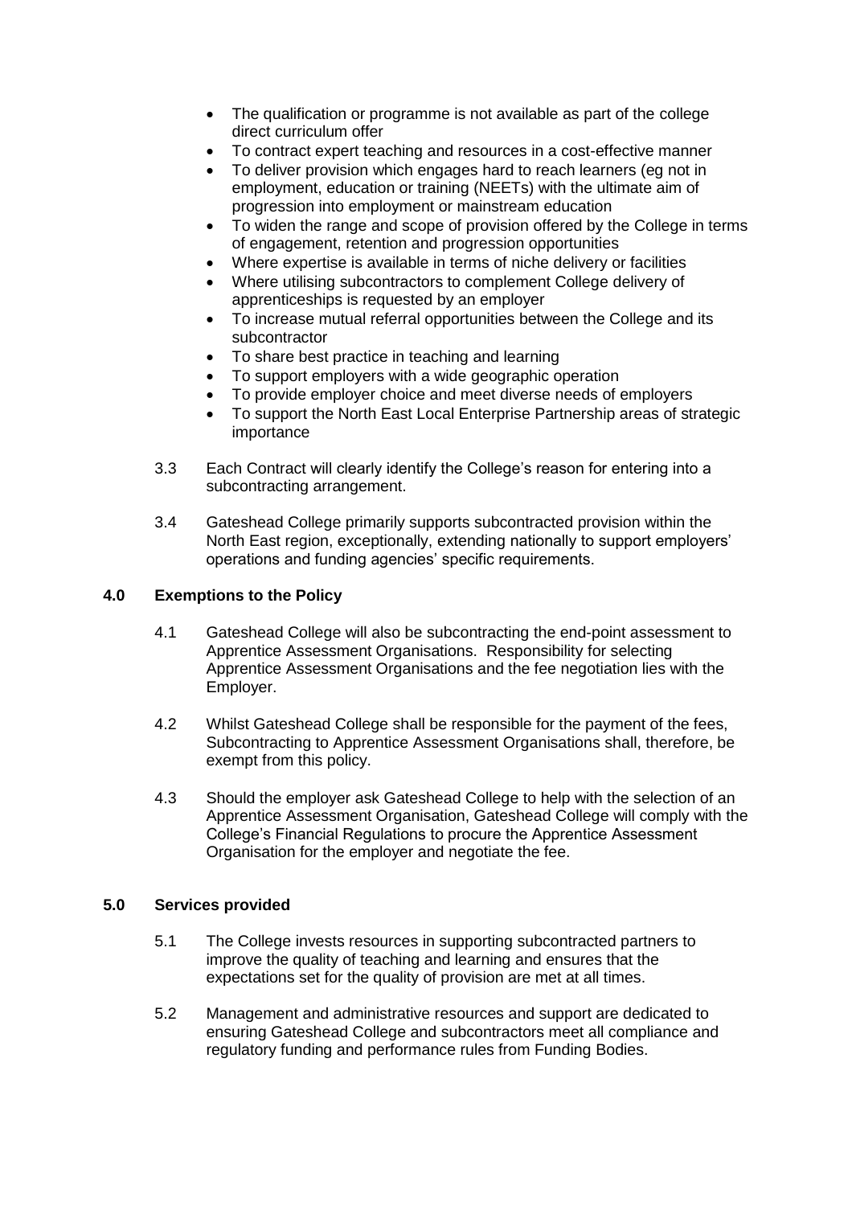- The qualification or programme is not available as part of the college direct curriculum offer
- To contract expert teaching and resources in a cost-effective manner
- To deliver provision which engages hard to reach learners (eg not in employment, education or training (NEETs) with the ultimate aim of progression into employment or mainstream education
- To widen the range and scope of provision offered by the College in terms of engagement, retention and progression opportunities
- Where expertise is available in terms of niche delivery or facilities
- Where utilising subcontractors to complement College delivery of apprenticeships is requested by an employer
- To increase mutual referral opportunities between the College and its subcontractor
- To share best practice in teaching and learning
- To support employers with a wide geographic operation
- To provide employer choice and meet diverse needs of employers
- To support the North East Local Enterprise Partnership areas of strategic importance

3.3 Each Contract will clearly identify the College's reason for entering into a subcontracting arrangement.

3.4 Gateshead College primarily supports subcontracted provision within the North East region, exceptionally, extending nationally to support employers' operations and funding agencies' specific requirements.

## 4.0 Exemptions to the Policy

4.1 Gateshead College will also be subcontracting the end-point assessment to Apprentice Assessment Organisations. Responsibility for selecting Apprentice Assessment Organisations and the fee negotiation lies with the Employer.

4.2 Whilst Gateshead College shall be responsible for the payment of the fees, Subcontracting to Apprentice Assessment Organisations shall, therefore, be exempt from this policy.

4.3 Should the employer ask Gateshead College to help with the selection of an Apprentice Assessment Organisation, Gateshead College will comply with the College's Financial Regulations to procure the Apprentice Assessment Organisation for the employer and negotiate the fee.

## 5.0 Services provided

5.1 The College invests resources in supporting subcontracted partners to improve the quality of teaching and learning and ensures that the expectations set for the quality of provision are met at all times.

5.2 Management and administrative resources and support are dedicated to ensuring Gateshead College and subcontractors meet all compliance and regulatory funding and performance rules from Funding Bodies.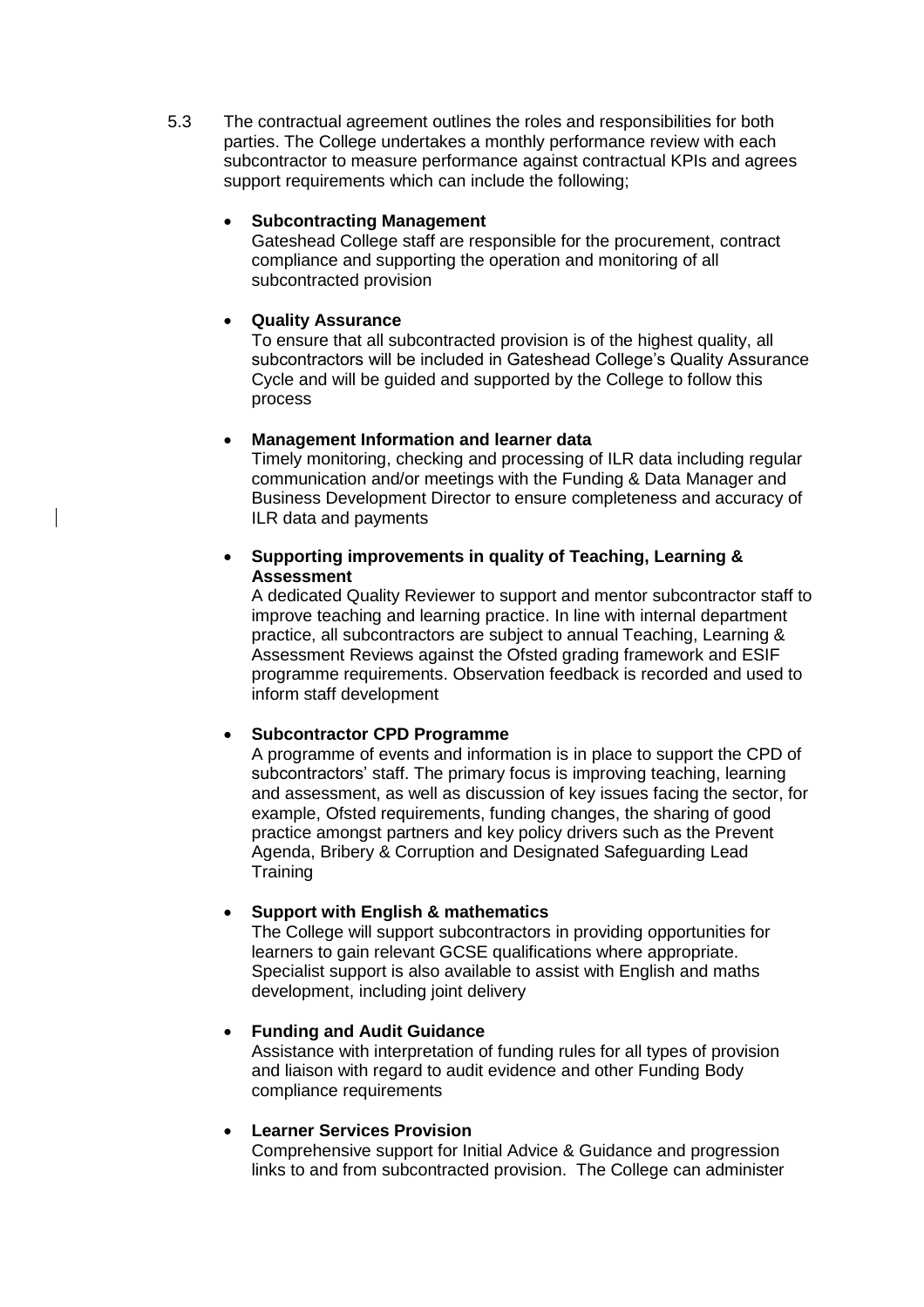5.3 The contractual agreement outlines the roles and responsibilities for both parties. The College undertakes a monthly performance review with each subcontractor to measure performance against contractual KPIs and agrees support requirements which can include the following;

- **Subcontracting Management**
  Gateshead College staff are responsible for the procurement, contract compliance and supporting the operation and monitoring of all subcontracted provision

- **Quality Assurance**
  To ensure that all subcontracted provision is of the highest quality, all subcontractors will be included in Gateshead College's Quality Assurance Cycle and will be guided and supported by the College to follow this process

- **Management Information and learner data**
  Timely monitoring, checking and processing of ILR data including regular communication and/or meetings with the Funding & Data Manager and Business Development Director to ensure completeness and accuracy of ILR data and payments

- **Supporting improvements in quality of Teaching, Learning & Assessment**
  A dedicated Quality Reviewer to support and mentor subcontractor staff to improve teaching and learning practice. In line with internal department practice, all subcontractors are subject to annual Teaching, Learning & Assessment Reviews against the Ofsted grading framework and ESIF programme requirements. Observation feedback is recorded and used to inform staff development

- **Subcontractor CPD Programme**
  A programme of events and information is in place to support the CPD of subcontractors' staff. The primary focus is improving teaching, learning and assessment, as well as discussion of key issues facing the sector, for example, Ofsted requirements, funding changes, the sharing of good practice amongst partners and key policy drivers such as the Prevent Agenda, Bribery & Corruption and Designated Safeguarding Lead Training

- **Support with English & mathematics**
  The College will support subcontractors in providing opportunities for learners to gain relevant GCSE qualifications where appropriate. Specialist support is also available to assist with English and maths development, including joint delivery

- **Funding and Audit Guidance**
  Assistance with interpretation of funding rules for all types of provision and liaison with regard to audit evidence and other Funding Body compliance requirements

- **Learner Services Provision**
  Comprehensive support for Initial Advice & Guidance and progression links to and from subcontracted provision. The College can administer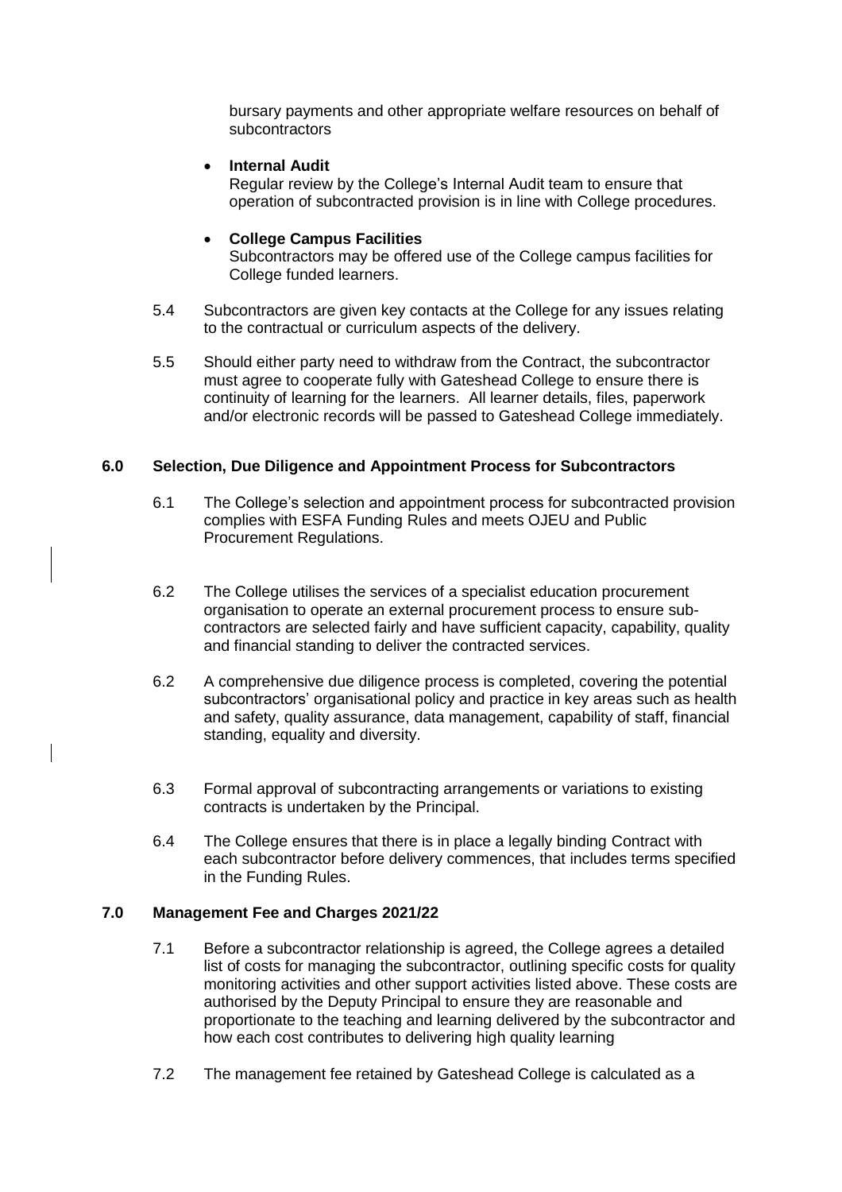bursary payments and other appropriate welfare resources on behalf of subcontractors

- **Internal Audit**
  Regular review by the College's Internal Audit team to ensure that operation of subcontracted provision is in line with College procedures.

- **College Campus Facilities**
  Subcontractors may be offered use of the College campus facilities for College funded learners.

5.4 Subcontractors are given key contacts at the College for any issues relating to the contractual or curriculum aspects of the delivery.

5.5 Should either party need to withdraw from the Contract, the subcontractor must agree to cooperate fully with Gateshead College to ensure there is continuity of learning for the learners. All learner details, files, paperwork and/or electronic records will be passed to Gateshead College immediately.

## 6.0 Selection, Due Diligence and Appointment Process for Subcontractors

6.1 The College's selection and appointment process for subcontracted provision complies with ESFA Funding Rules and meets OJEU and Public Procurement Regulations.

6.2 The College utilises the services of a specialist education procurement organisation to operate an external procurement process to ensure sub-contractors are selected fairly and have sufficient capacity, capability, quality and financial standing to deliver the contracted services.

6.2 A comprehensive due diligence process is completed, covering the potential subcontractors' organisational policy and practice in key areas such as health and safety, quality assurance, data management, capability of staff, financial standing, equality and diversity.

6.3 Formal approval of subcontracting arrangements or variations to existing contracts is undertaken by the Principal.

6.4 The College ensures that there is in place a legally binding Contract with each subcontractor before delivery commences, that includes terms specified in the Funding Rules.

## 7.0 Management Fee and Charges 2021/22

7.1 Before a subcontractor relationship is agreed, the College agrees a detailed list of costs for managing the subcontractor, outlining specific costs for quality monitoring activities and other support activities listed above. These costs are authorised by the Deputy Principal to ensure they are reasonable and proportionate to the teaching and learning delivered by the subcontractor and how each cost contributes to delivering high quality learning

7.2 The management fee retained by Gateshead College is calculated as a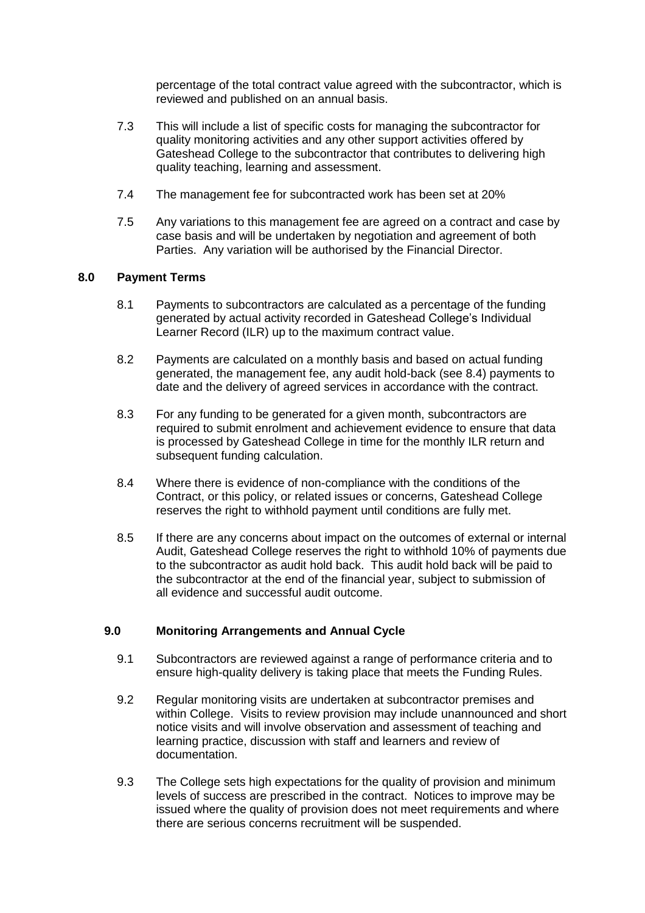percentage of the total contract value agreed with the subcontractor, which is reviewed and published on an annual basis.

7.3 This will include a list of specific costs for managing the subcontractor for quality monitoring activities and any other support activities offered by Gateshead College to the subcontractor that contributes to delivering high quality teaching, learning and assessment.

7.4 The management fee for subcontracted work has been set at 20%

7.5 Any variations to this management fee are agreed on a contract and case by case basis and will be undertaken by negotiation and agreement of both Parties. Any variation will be authorised by the Financial Director.

## 8.0 Payment Terms

8.1 Payments to subcontractors are calculated as a percentage of the funding generated by actual activity recorded in Gateshead College's Individual Learner Record (ILR) up to the maximum contract value.

8.2 Payments are calculated on a monthly basis and based on actual funding generated, the management fee, any audit hold-back (see 8.4) payments to date and the delivery of agreed services in accordance with the contract.

8.3 For any funding to be generated for a given month, subcontractors are required to submit enrolment and achievement evidence to ensure that data is processed by Gateshead College in time for the monthly ILR return and subsequent funding calculation.

8.4 Where there is evidence of non-compliance with the conditions of the Contract, or this policy, or related issues or concerns, Gateshead College reserves the right to withhold payment until conditions are fully met.

8.5 If there are any concerns about impact on the outcomes of external or internal Audit, Gateshead College reserves the right to withhold 10% of payments due to the subcontractor as audit hold back. This audit hold back will be paid to the subcontractor at the end of the financial year, subject to submission of all evidence and successful audit outcome.

## 9.0 Monitoring Arrangements and Annual Cycle

9.1 Subcontractors are reviewed against a range of performance criteria and to ensure high-quality delivery is taking place that meets the Funding Rules.

9.2 Regular monitoring visits are undertaken at subcontractor premises and within College. Visits to review provision may include unannounced and short notice visits and will involve observation and assessment of teaching and learning practice, discussion with staff and learners and review of documentation.

9.3 The College sets high expectations for the quality of provision and minimum levels of success are prescribed in the contract. Notices to improve may be issued where the quality of provision does not meet requirements and where there are serious concerns recruitment will be suspended.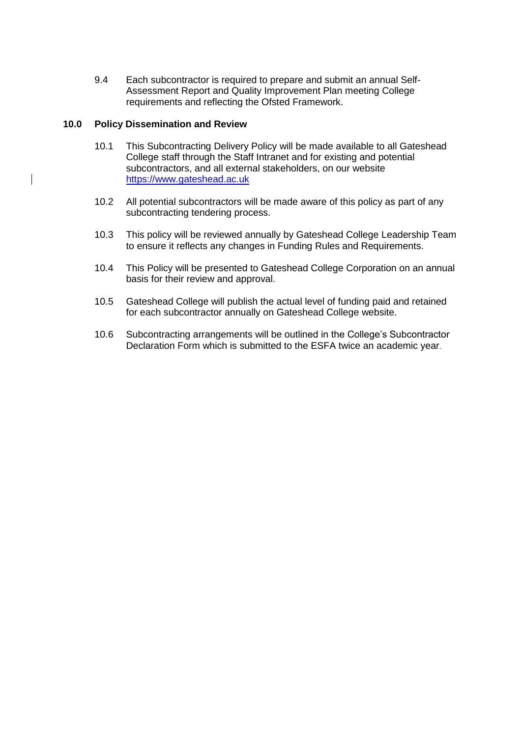9.4 Each subcontractor is required to prepare and submit an annual Self-Assessment Report and Quality Improvement Plan meeting College requirements and reflecting the Ofsted Framework.

## 10.0 Policy Dissemination and Review

10.1 This Subcontracting Delivery Policy will be made available to all Gateshead College staff through the Staff Intranet and for existing and potential subcontractors, and all external stakeholders, on our website [https://www.gateshead.ac.uk](https://www.gateshead.ac.uk)

10.2 All potential subcontractors will be made aware of this policy as part of any subcontracting tendering process.

10.3 This policy will be reviewed annually by Gateshead College Leadership Team to ensure it reflects any changes in Funding Rules and Requirements.

10.4 This Policy will be presented to Gateshead College Corporation on an annual basis for their review and approval.

10.5 Gateshead College will publish the actual level of funding paid and retained for each subcontractor annually on Gateshead College website.

10.6 Subcontracting arrangements will be outlined in the College's Subcontractor Declaration Form which is submitted to the ESFA twice an academic year.